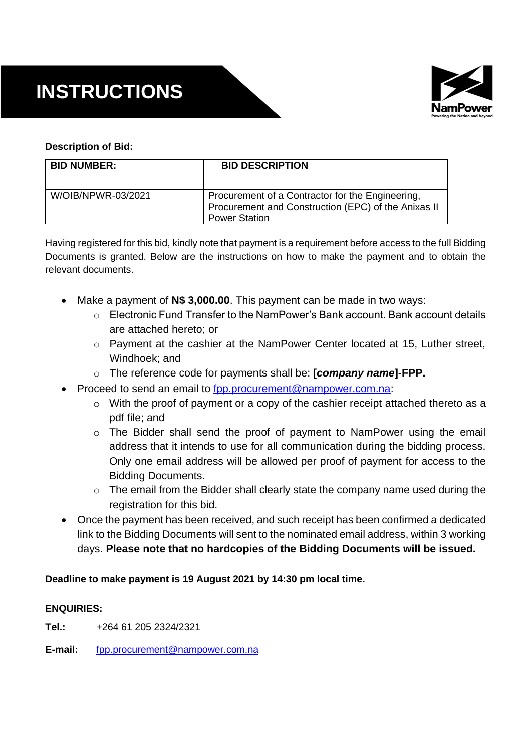# INSTRUCTIONS

**Description of Bid:**

| BID NUMBER: | BID DESCRIPTION |
|---|---|
| W/OIB/NPWR-03/2021 | Procurement of a Contractor for the Engineering, Procurement and Construction (EPC) of the Anixas II Power Station |

Having registered for this bid, kindly note that payment is a requirement before access to the full Bidding Documents is granted. Below are the instructions on how to make the payment and to obtain the relevant documents.

- Make a payment of **N$ 3,000.00**. This payment can be made in two ways:
  - Electronic Fund Transfer to the NamPower's Bank account. Bank account details are attached hereto; or
  - Payment at the cashier at the NamPower Center located at 15, Luther street, Windhoek; and
  - The reference code for payments shall be: **[*company name*]-FPP.**
- Proceed to send an email to fpp.procurement@nampower.com.na:
  - With the proof of payment or a copy of the cashier receipt attached thereto as a pdf file; and
  - The Bidder shall send the proof of payment to NamPower using the email address that it intends to use for all communication during the bidding process. Only one email address will be allowed per proof of payment for access to the Bidding Documents.
  - The email from the Bidder shall clearly state the company name used during the registration for this bid.
- Once the payment has been received, and such receipt has been confirmed a dedicated link to the Bidding Documents will sent to the nominated email address, within 3 working days. **Please note that no hardcopies of the Bidding Documents will be issued.**

**Deadline to make payment is 19 August 2021 by 14:30 pm local time.**

**ENQUIRIES:**

**Tel.:** +264 61 205 2324/2321

**E-mail:** fpp.procurement@nampower.com.na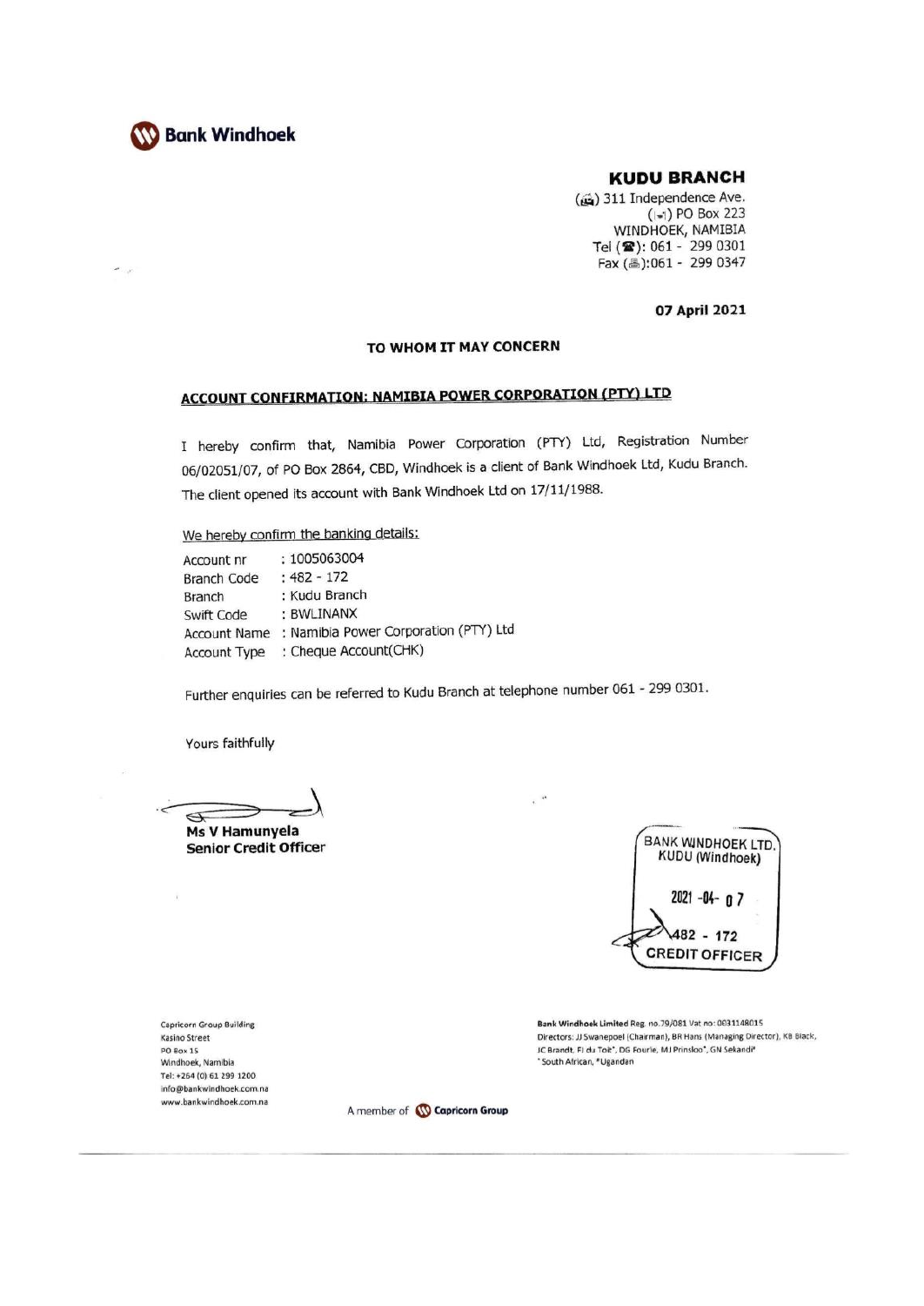**Bank Windhoek**

**KUDU BRANCH**
311 Independence Ave.
PO Box 223
WINDHOEK, NAMIBIA
Tel: 061 - 299 0301
Fax: 061 - 299 0347

**07 April 2021**

**TO WHOM IT MAY CONCERN**

**ACCOUNT CONFIRMATION: NAMIBIA POWER CORPORATION (PTY) LTD**

I hereby confirm that, Namibia Power Corporation (PTY) Ltd, Registration Number 06/02051/07, of PO Box 2864, CBD, Windhoek is a client of Bank Windhoek Ltd, Kudu Branch. The client opened its account with Bank Windhoek Ltd on 17/11/1988.

We hereby confirm the banking details:

| | |
|---|---|
| Account nr | : 1005063004 |
| Branch Code | : 482 - 172 |
| Branch | : Kudu Branch |
| Swift Code | : BWLINANX |
| Account Name | : Namibia Power Corporation (PTY) Ltd |
| Account Type | : Cheque Account(CHK) |

Further enquiries can be referred to Kudu Branch at telephone number 061 - 299 0301.

Yours faithfully

**Ms V Hamunyela**
**Senior Credit Officer**

BANK WINDHOEK LTD.
KUDU (Windhoek)
2021 -04- 07
482 - 172
CREDIT OFFICER

Capricorn Group Building
Kasino Street
PO Box 15
Windhoek, Namibia
Tel: +264 (0) 61 299 1200
info@bankwindhoek.com.na
www.bankwindhoek.com.na

**Bank Windhoek Limited** Reg. no.79/081 Vat no: 0031148015
Directors: JJ Swanepoel (Chairman), BR Hans (Managing Director), KB Black, JC Brandt, FJ du Toit*, DG Fourie, MJ Prinsloo*, GN Sekandi#
*South African, #Ugandan

A member of Capricorn Group